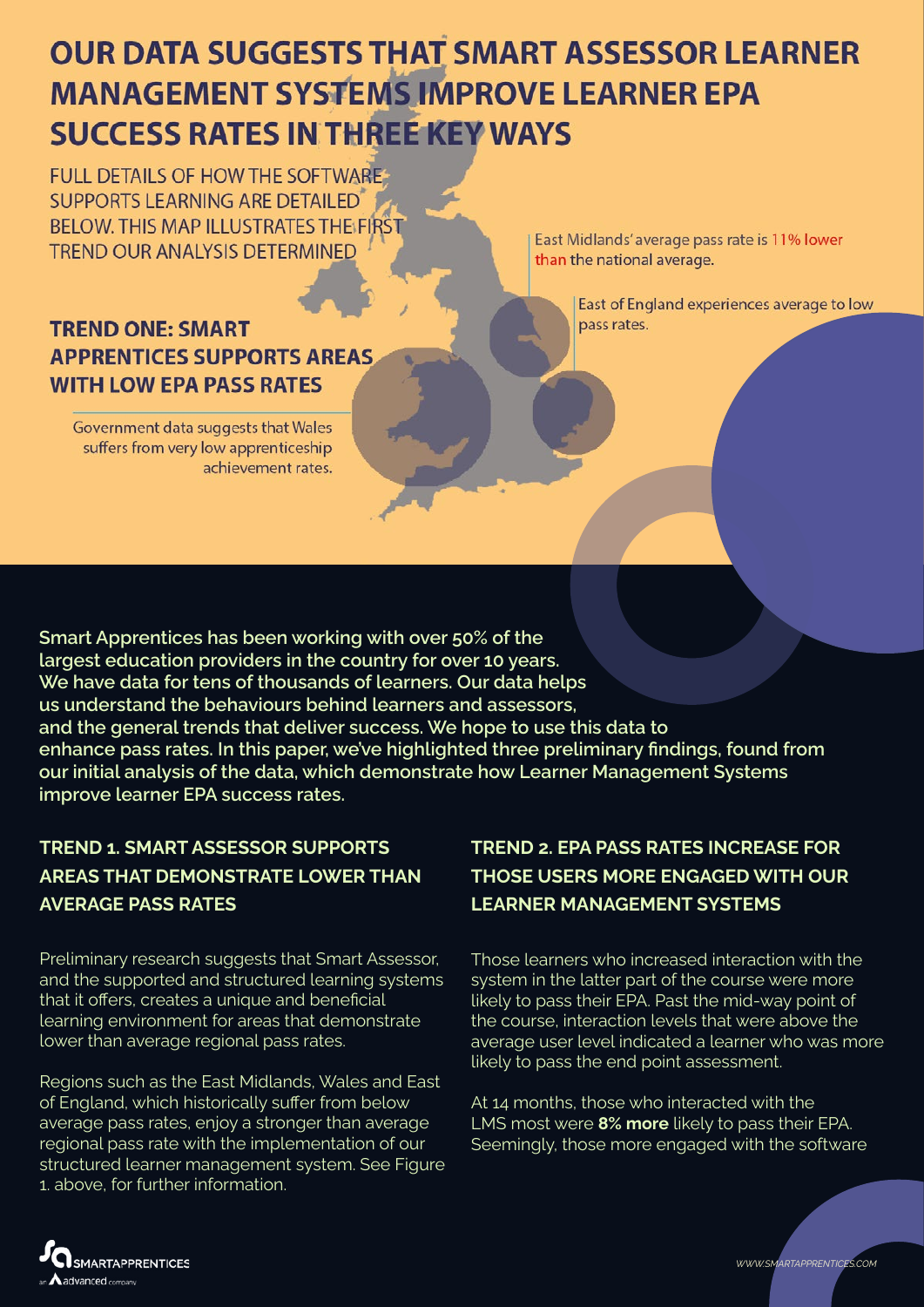# OUR DATA SUGGESTS THAT SMART ASSESSOR LEARNER MANAGEMENT SYSTEMS IMPROVE LEARNER EPA SUCCESS RATES IN THREE KEY WAYS

FULL DETAILS OF HOW THE SOFTWARE SUPPORTS LEARNING ARE DETAILED BELOW. THIS MAP ILLUSTRATES THE FIRST TREND OUR ANALYSIS DETERMINED

East Midlands' average pass rate is 11% lower than the national average.

East of England experiences average to low pass rates.

## TREND ONE: SMART APPRENTICES SUPPORTS AREAS WITH LOW EPA PASS RATES

Government data suggests that Wales suffers from very low apprenticeship achievement rates.

**Smart Apprentices has been working with over 50% of the largest education providers in the country for over 10 years. We have data for tens of thousands of learners. Our data helps us understand the behaviours behind learners and assessors, and the general trends that deliver success. We hope to use this data to enhance pass rates. In this paper, we've highlighted three preliminary findings, found from our initial analysis of the data, which demonstrate how Learner Management Systems improve learner EPA success rates.**

### TREND 1. SMART ASSESSOR SUPPORTS AREAS THAT DEMONSTRATE LOWER THAN AVERAGE PASS RATES

Preliminary research suggests that Smart Assessor, and the supported and structured learning systems that it offers, creates a unique and beneficial learning environment for areas that demonstrate lower than average regional pass rates.

Regions such as the East Midlands, Wales and East of England, which historically suffer from below average pass rates, enjoy a stronger than average regional pass rate with the implementation of our structured learner management system. See Figure 1. above, for further information.

### TREND 2. EPA PASS RATES INCREASE FOR THOSE USERS MORE ENGAGED WITH OUR LEARNER MANAGEMENT SYSTEMS

Those learners who increased interaction with the system in the latter part of the course were more likely to pass their EPA. Past the mid-way point of the course, interaction levels that were above the average user level indicated a learner who was more likely to pass the end point assessment.

At 14 months, those who interacted with the LMS most were **8% more** likely to pass their EPA. Seemingly, those more engaged with the software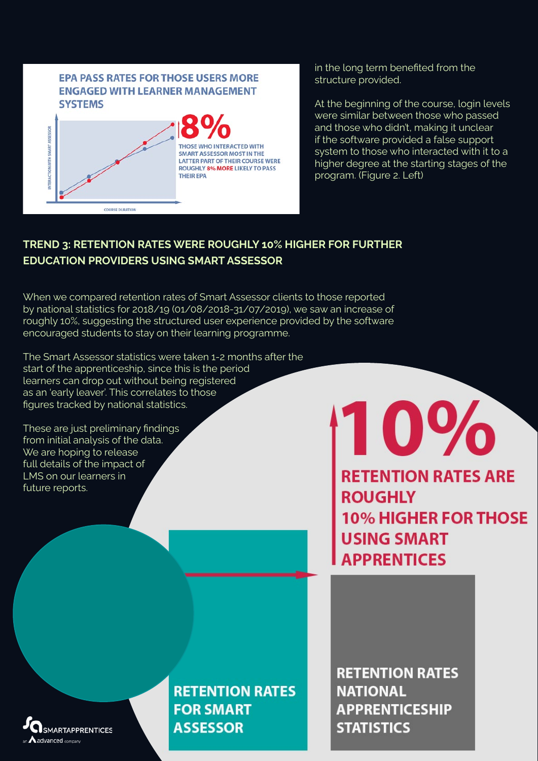EPA PASS RATES FOR THOSE USERS MORE ENGAGED WITH LEARNER MANAGEMENT SYSTEMS

INTERACTION WITH SMART ASSESSOR

COURSE DURATION

8%

THOSE WHO INTERACTED WITH SMART ASSESSOR MOST IN THE LATTER PART OF THEIR COURSE WERE ROUGHLY 8% MORE LIKELY TO PASS THEIR EPA

in the long term benefited from the structure provided.

At the beginning of the course, login levels were similar between those who passed and those who didn't, making it unclear if the software provided a false support system to those who interacted with it to a higher degree at the starting stages of the program. (Figure 2. Left)

## TREND 3: RETENTION RATES WERE ROUGHLY 10% HIGHER FOR FURTHER EDUCATION PROVIDERS USING SMART ASSESSOR

When we compared retention rates of Smart Assessor clients to those reported by national statistics for 2018/19 (01/08/2018-31/07/2019), we saw an increase of roughly 10%, suggesting the structured user experience provided by the software encouraged students to stay on their learning programme.

The Smart Assessor statistics were taken 1-2 months after the start of the apprenticeship, since this is the period learners can drop out without being registered as an 'early leaver'. This correlates to those figures tracked by national statistics.

These are just preliminary findings from initial analysis of the data. We are hoping to release full details of the impact of LMS on our learners in future reports.

10%

RETENTION RATES ARE ROUGHLY 10% HIGHER FOR THOSE USING SMART APPRENTICES

RETENTION RATES FOR SMART ASSESSOR

RETENTION RATES NATIONAL APPRENTICESHIP STATISTICS